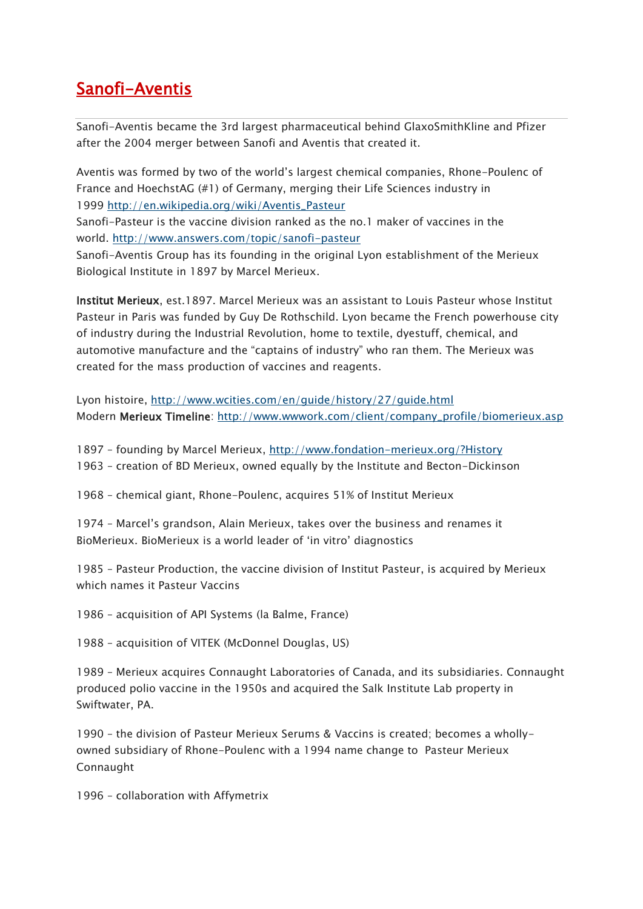# Sanofi-Aventis

Sanofi-Aventis became the 3rd largest pharmaceutical behind GlaxoSmithKline and Pfizer after the 2004 merger between Sanofi and Aventis that created it.

Aventis was formed by two of the world's largest chemical companies, Rhone-Poulenc of France and HoechstAG (#1) of Germany, merging their Life Sciences industry in 1999 http://en.wikipedia.org/wiki/Aventis_Pasteur
Sanofi-Pasteur is the vaccine division ranked as the no.1 maker of vaccines in the world. http://www.answers.com/topic/sanofi-pasteur
Sanofi-Aventis Group has its founding in the original Lyon establishment of the Merieux Biological Institute in 1897 by Marcel Merieux.

**Institut Merieux**, est.1897. Marcel Merieux was an assistant to Louis Pasteur whose Institut Pasteur in Paris was funded by Guy De Rothschild. Lyon became the French powerhouse city of industry during the Industrial Revolution, home to textile, dyestuff, chemical, and automotive manufacture and the "captains of industry" who ran them. The Merieux was created for the mass production of vaccines and reagents.

Lyon histoire, http://www.wcities.com/en/guide/history/27/guide.html
Modern **Merieux Timeline**: http://www.wwwork.com/client/company_profile/biomerieux.asp

1897 – founding by Marcel Merieux, http://www.fondation-merieux.org/?History
1963 – creation of BD Merieux, owned equally by the Institute and Becton-Dickinson

1968 – chemical giant, Rhone-Poulenc, acquires 51% of Institut Merieux

1974 – Marcel's grandson, Alain Merieux, takes over the business and renames it BioMerieux. BioMerieux is a world leader of 'in vitro' diagnostics

1985 – Pasteur Production, the vaccine division of Institut Pasteur, is acquired by Merieux which names it Pasteur Vaccins

1986 – acquisition of API Systems (la Balme, France)

1988 – acquisition of VITEK (McDonnel Douglas, US)

1989 – Merieux acquires Connaught Laboratories of Canada, and its subsidiaries. Connaught produced polio vaccine in the 1950s and acquired the Salk Institute Lab property in Swiftwater, PA.

1990 – the division of Pasteur Merieux Serums & Vaccins is created; becomes a wholly-owned subsidiary of Rhone-Poulenc with a 1994 name change to Pasteur Merieux Connaught

1996 – collaboration with Affymetrix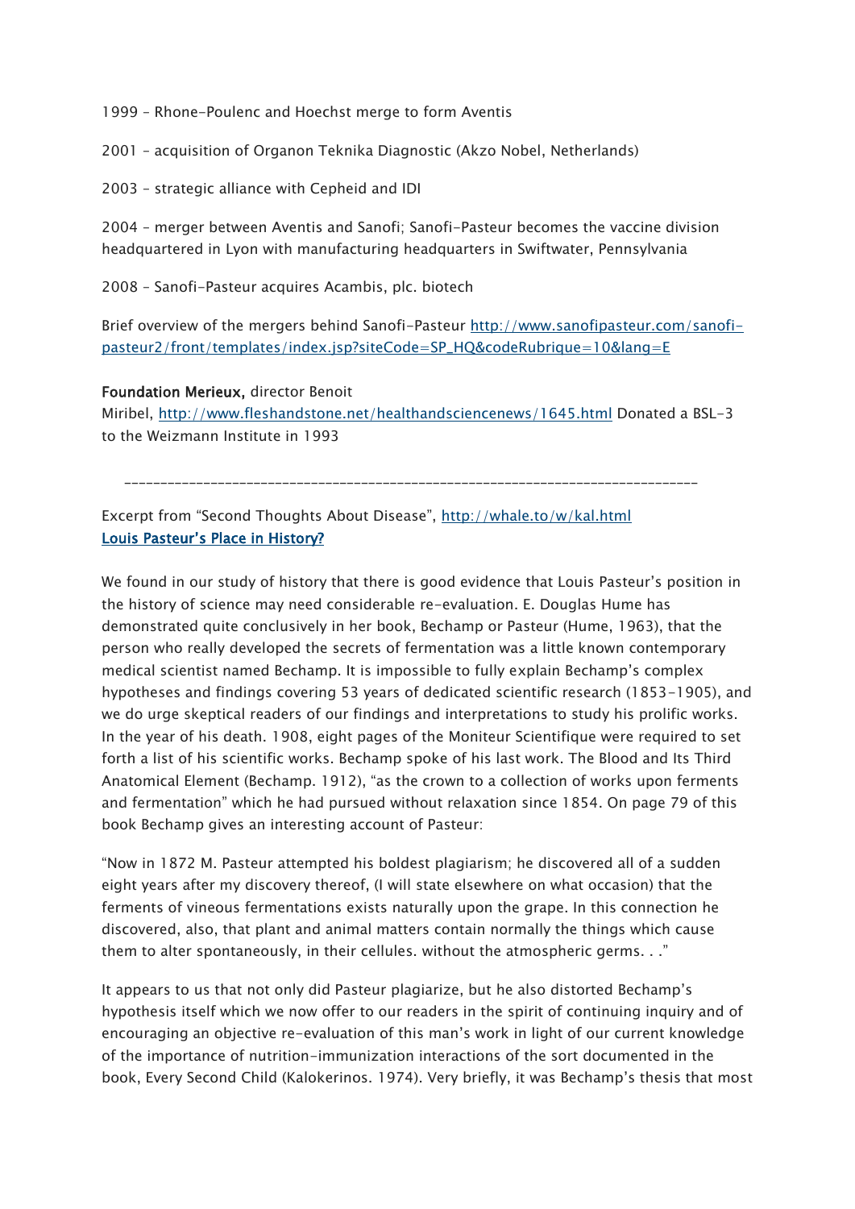1999 – Rhone-Poulenc and Hoechst merge to form Aventis

2001 – acquisition of Organon Teknika Diagnostic (Akzo Nobel, Netherlands)

2003 – strategic alliance with Cepheid and IDI

2004 – merger between Aventis and Sanofi; Sanofi-Pasteur becomes the vaccine division headquartered in Lyon with manufacturing headquarters in Swiftwater, Pennsylvania

2008 – Sanofi-Pasteur acquires Acambis, plc. biotech

Brief overview of the mergers behind Sanofi-Pasteur [http://www.sanofipasteur.com/sanofi-pasteur2/front/templates/index.jsp?siteCode=SP_HQ&codeRubrique=10&lang=E](http://www.sanofipasteur.com/sanofi-pasteur2/front/templates/index.jsp?siteCode=SP_HQ&codeRubrique=10&lang=E)

**Foundation Merieux,** director Benoit Miribel, [http://www.fleshandstone.net/healthandsciencenews/1645.html](http://www.fleshandstone.net/healthandsciencenews/1645.html) Donated a BSL-3 to the Weizmann Institute in 1993

---

Excerpt from "Second Thoughts About Disease", [http://whale.to/w/kal.html](http://whale.to/w/kal.html)
**Louis Pasteur's Place in History?**

We found in our study of history that there is good evidence that Louis Pasteur's position in the history of science may need considerable re-evaluation. E. Douglas Hume has demonstrated quite conclusively in her book, Bechamp or Pasteur (Hume, 1963), that the person who really developed the secrets of fermentation was a little known contemporary medical scientist named Bechamp. It is impossible to fully explain Bechamp's complex hypotheses and findings covering 53 years of dedicated scientific research (1853-1905), and we do urge skeptical readers of our findings and interpretations to study his prolific works. In the year of his death. 1908, eight pages of the Moniteur Scientifique were required to set forth a list of his scientific works. Bechamp spoke of his last work. The Blood and Its Third Anatomical Element (Bechamp. 1912), "as the crown to a collection of works upon ferments and fermentation" which he had pursued without relaxation since 1854. On page 79 of this book Bechamp gives an interesting account of Pasteur:

"Now in 1872 M. Pasteur attempted his boldest plagiarism; he discovered all of a sudden eight years after my discovery thereof, (I will state elsewhere on what occasion) that the ferments of vineous fermentations exists naturally upon the grape. In this connection he discovered, also, that plant and animal matters contain normally the things which cause them to alter spontaneously, in their cellules. without the atmospheric germs. . ."

It appears to us that not only did Pasteur plagiarize, but he also distorted Bechamp's hypothesis itself which we now offer to our readers in the spirit of continuing inquiry and of encouraging an objective re-evaluation of this man's work in light of our current knowledge of the importance of nutrition-immunization interactions of the sort documented in the book, Every Second Child (Kalokerinos. 1974). Very briefly, it was Bechamp's thesis that most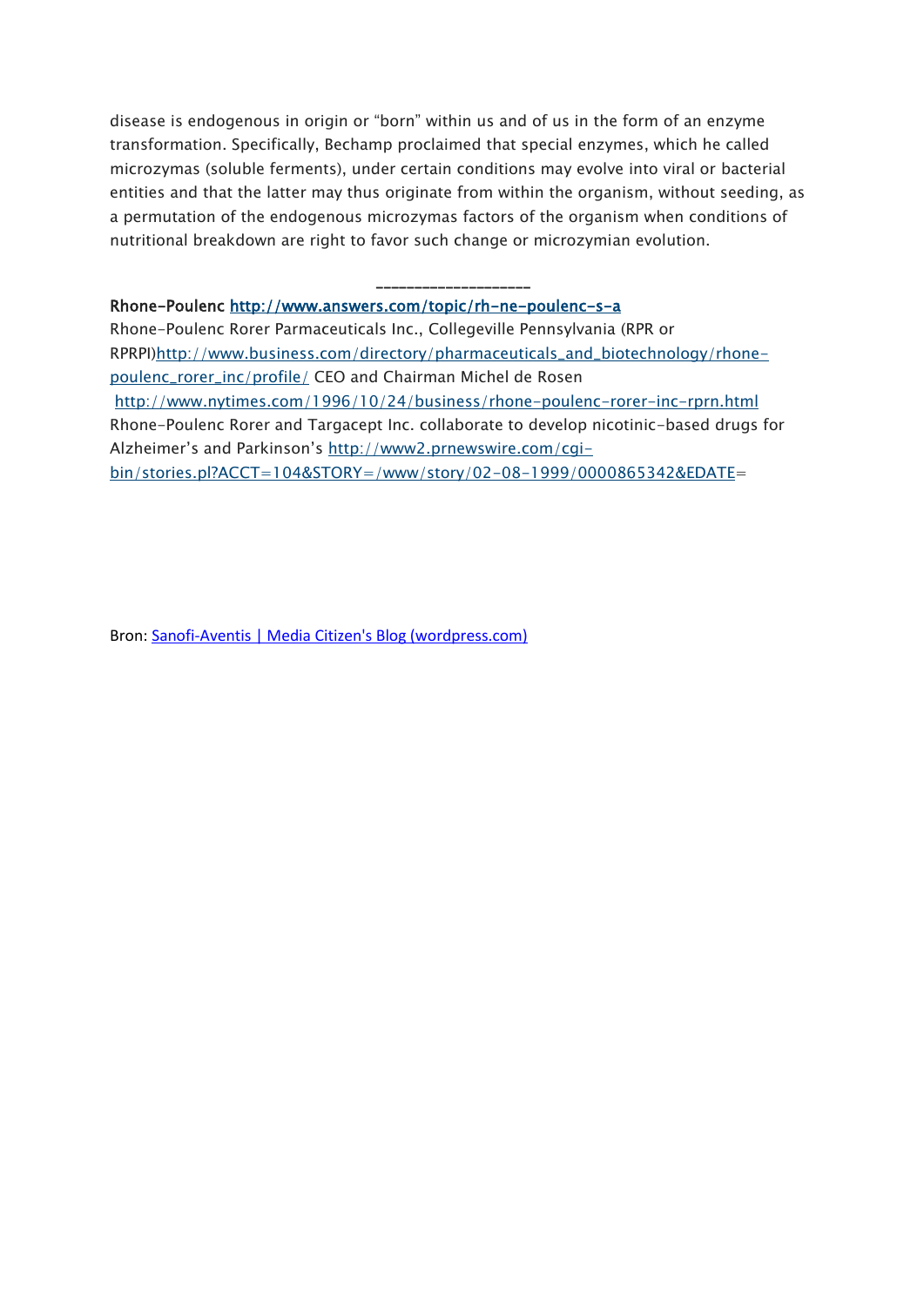disease is endogenous in origin or "born" within us and of us in the form of an enzyme transformation. Specifically, Bechamp proclaimed that special enzymes, which he called microzymas (soluble ferments), under certain conditions may evolve into viral or bacterial entities and that the latter may thus originate from within the organism, without seeding, as a permutation of the endogenous microzymas factors of the organism when conditions of nutritional breakdown are right to favor such change or microzymian evolution.

\_\_\_\_\_\_\_\_\_\_\_\_\_\_\_\_\_\_\_\_

**Rhone-Poulenc** [http://www.answers.com/topic/rh-ne-poulenc-s-a](http://www.answers.com/topic/rh-ne-poulenc-s-a)
Rhone-Poulenc Rorer Parmaceuticals Inc., Collegeville Pennsylvania (RPR or RPRPI)[http://www.business.com/directory/pharmaceuticals_and_biotechnology/rhone-poulenc_rorer_inc/profile/](http://www.business.com/directory/pharmaceuticals_and_biotechnology/rhone-poulenc_rorer_inc/profile/) CEO and Chairman Michel de Rosen
[http://www.nytimes.com/1996/10/24/business/rhone-poulenc-rorer-inc-rprn.html](http://www.nytimes.com/1996/10/24/business/rhone-poulenc-rorer-inc-rprn.html)
Rhone-Poulenc Rorer and Targacept Inc. collaborate to develop nicotinic-based drugs for Alzheimer's and Parkinson's [http://www2.prnewswire.com/cgi-bin/stories.pl?ACCT=104&STORY=/www/story/02-08-1999/0000865342&EDATE](http://www2.prnewswire.com/cgi-bin/stories.pl?ACCT=104&STORY=/www/story/02-08-1999/0000865342&EDATE)=

Bron: Sanofi-Aventis | Media Citizen's Blog (wordpress.com)